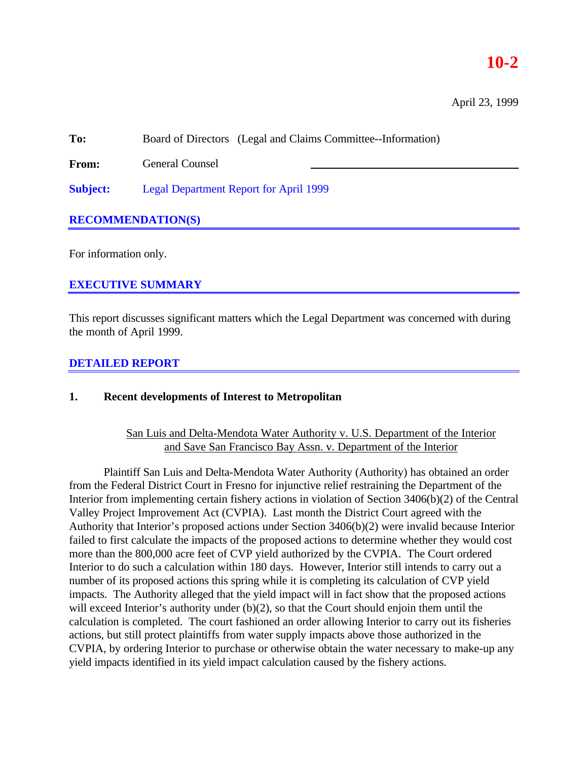**10-2**

April 23, 1999

**To:** Board of Directors (Legal and Claims Committee--Information)

**From:** General Counsel

**Subject:** Legal Department Report for April 1999

## RECOMMENDATION(S)

For information only.

## EXECUTIVE SUMMARY

This report discusses significant matters which the Legal Department was concerned with during the month of April 1999.

## DETAILED REPORT

### 1. Recent developments of Interest to Metropolitan

San Luis and Delta-Mendota Water Authority v. U.S. Department of the Interior and Save San Francisco Bay Assn. v. Department of the Interior

Plaintiff San Luis and Delta-Mendota Water Authority (Authority) has obtained an order from the Federal District Court in Fresno for injunctive relief restraining the Department of the Interior from implementing certain fishery actions in violation of Section 3406(b)(2) of the Central Valley Project Improvement Act (CVPIA). Last month the District Court agreed with the Authority that Interior's proposed actions under Section 3406(b)(2) were invalid because Interior failed to first calculate the impacts of the proposed actions to determine whether they would cost more than the 800,000 acre feet of CVP yield authorized by the CVPIA. The Court ordered Interior to do such a calculation within 180 days. However, Interior still intends to carry out a number of its proposed actions this spring while it is completing its calculation of CVP yield impacts. The Authority alleged that the yield impact will in fact show that the proposed actions will exceed Interior's authority under (b)(2), so that the Court should enjoin them until the calculation is completed. The court fashioned an order allowing Interior to carry out its fisheries actions, but still protect plaintiffs from water supply impacts above those authorized in the CVPIA, by ordering Interior to purchase or otherwise obtain the water necessary to make-up any yield impacts identified in its yield impact calculation caused by the fishery actions.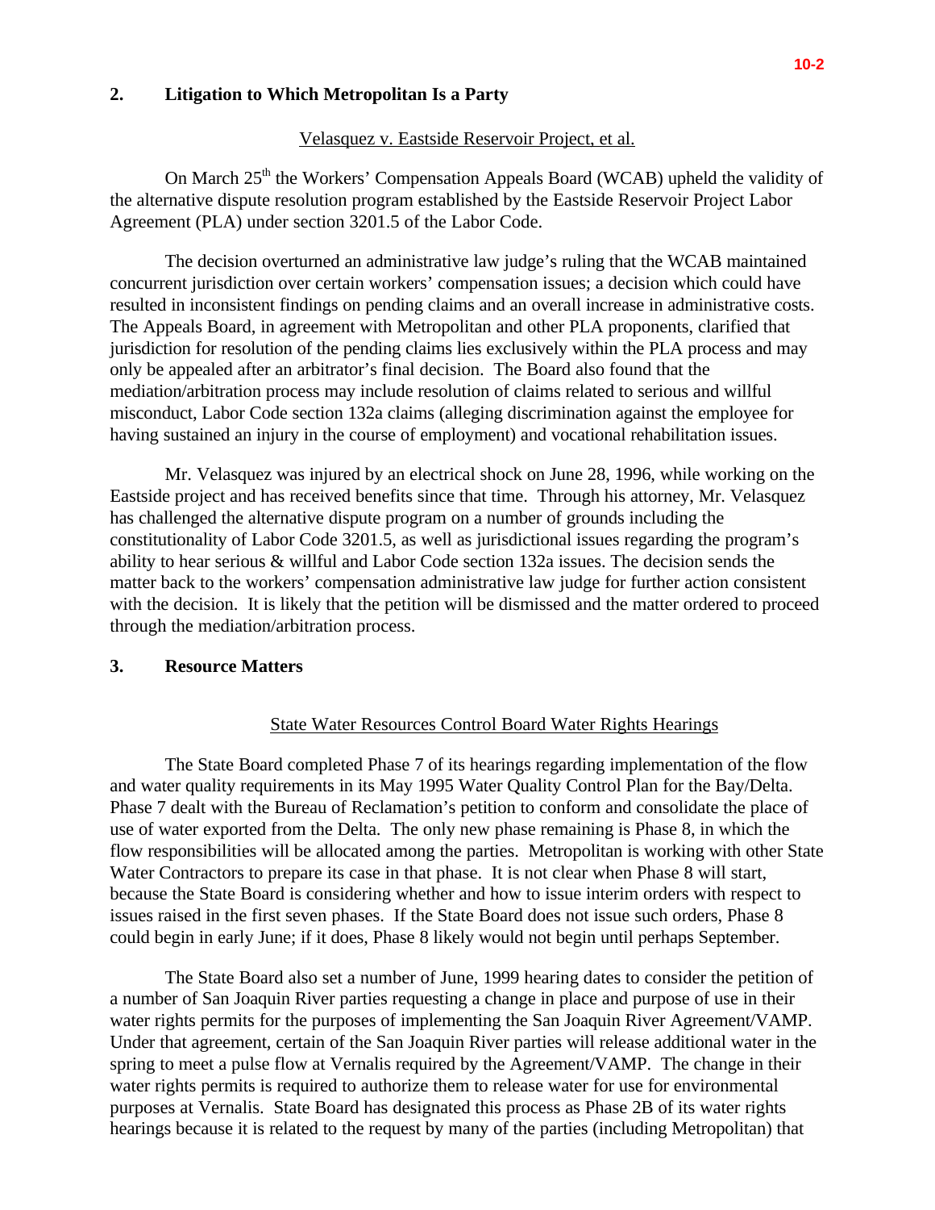## 2. Litigation to Which Metropolitan Is a Party

Velasquez v. Eastside Reservoir Project, et al.

On March 25th the Workers' Compensation Appeals Board (WCAB) upheld the validity of the alternative dispute resolution program established by the Eastside Reservoir Project Labor Agreement (PLA) under section 3201.5 of the Labor Code.

The decision overturned an administrative law judge's ruling that the WCAB maintained concurrent jurisdiction over certain workers' compensation issues; a decision which could have resulted in inconsistent findings on pending claims and an overall increase in administrative costs. The Appeals Board, in agreement with Metropolitan and other PLA proponents, clarified that jurisdiction for resolution of the pending claims lies exclusively within the PLA process and may only be appealed after an arbitrator's final decision. The Board also found that the mediation/arbitration process may include resolution of claims related to serious and willful misconduct, Labor Code section 132a claims (alleging discrimination against the employee for having sustained an injury in the course of employment) and vocational rehabilitation issues.

Mr. Velasquez was injured by an electrical shock on June 28, 1996, while working on the Eastside project and has received benefits since that time. Through his attorney, Mr. Velasquez has challenged the alternative dispute program on a number of grounds including the constitutionality of Labor Code 3201.5, as well as jurisdictional issues regarding the program's ability to hear serious & willful and Labor Code section 132a issues. The decision sends the matter back to the workers' compensation administrative law judge for further action consistent with the decision. It is likely that the petition will be dismissed and the matter ordered to proceed through the mediation/arbitration process.

## 3. Resource Matters

State Water Resources Control Board Water Rights Hearings

The State Board completed Phase 7 of its hearings regarding implementation of the flow and water quality requirements in its May 1995 Water Quality Control Plan for the Bay/Delta. Phase 7 dealt with the Bureau of Reclamation's petition to conform and consolidate the place of use of water exported from the Delta. The only new phase remaining is Phase 8, in which the flow responsibilities will be allocated among the parties. Metropolitan is working with other State Water Contractors to prepare its case in that phase. It is not clear when Phase 8 will start, because the State Board is considering whether and how to issue interim orders with respect to issues raised in the first seven phases. If the State Board does not issue such orders, Phase 8 could begin in early June; if it does, Phase 8 likely would not begin until perhaps September.

The State Board also set a number of June, 1999 hearing dates to consider the petition of a number of San Joaquin River parties requesting a change in place and purpose of use in their water rights permits for the purposes of implementing the San Joaquin River Agreement/VAMP. Under that agreement, certain of the San Joaquin River parties will release additional water in the spring to meet a pulse flow at Vernalis required by the Agreement/VAMP. The change in their water rights permits is required to authorize them to release water for use for environmental purposes at Vernalis. State Board has designated this process as Phase 2B of its water rights hearings because it is related to the request by many of the parties (including Metropolitan) that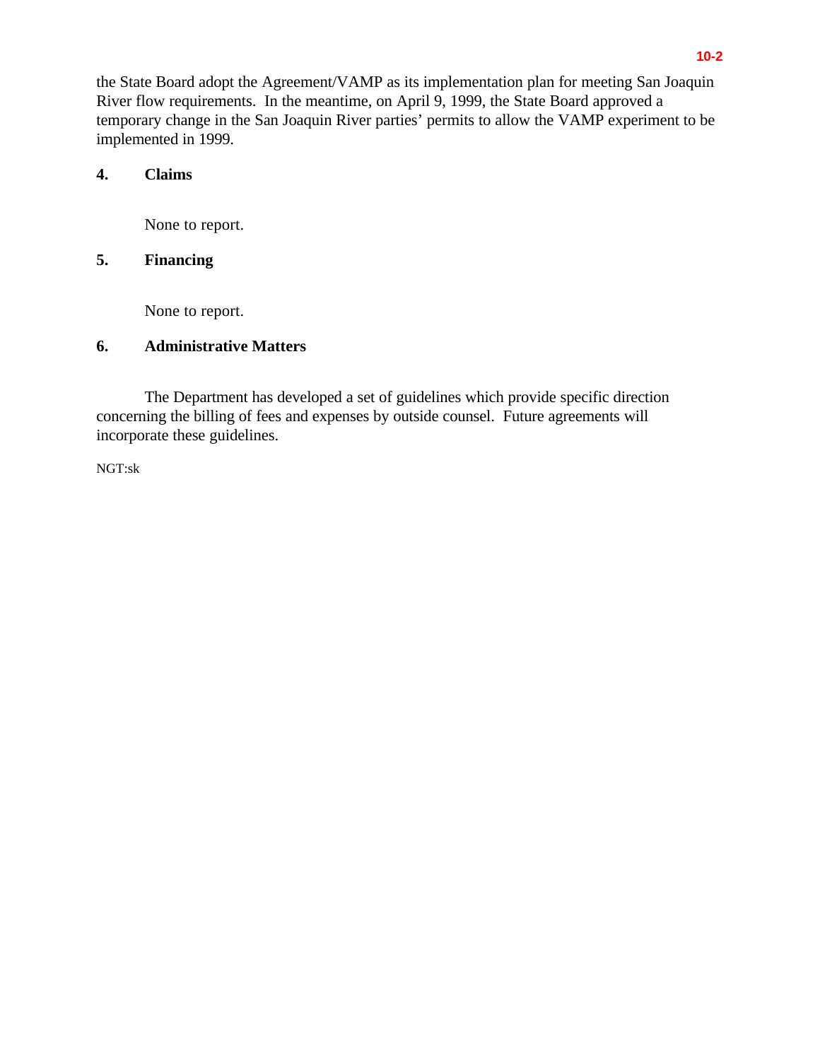the State Board adopt the Agreement/VAMP as its implementation plan for meeting San Joaquin River flow requirements. In the meantime, on April 9, 1999, the State Board approved a temporary change in the San Joaquin River parties' permits to allow the VAMP experiment to be implemented in 1999.

**4. Claims**

None to report.

**5. Financing**

None to report.

**6. Administrative Matters**

The Department has developed a set of guidelines which provide specific direction concerning the billing of fees and expenses by outside counsel. Future agreements will incorporate these guidelines.

NGT:sk